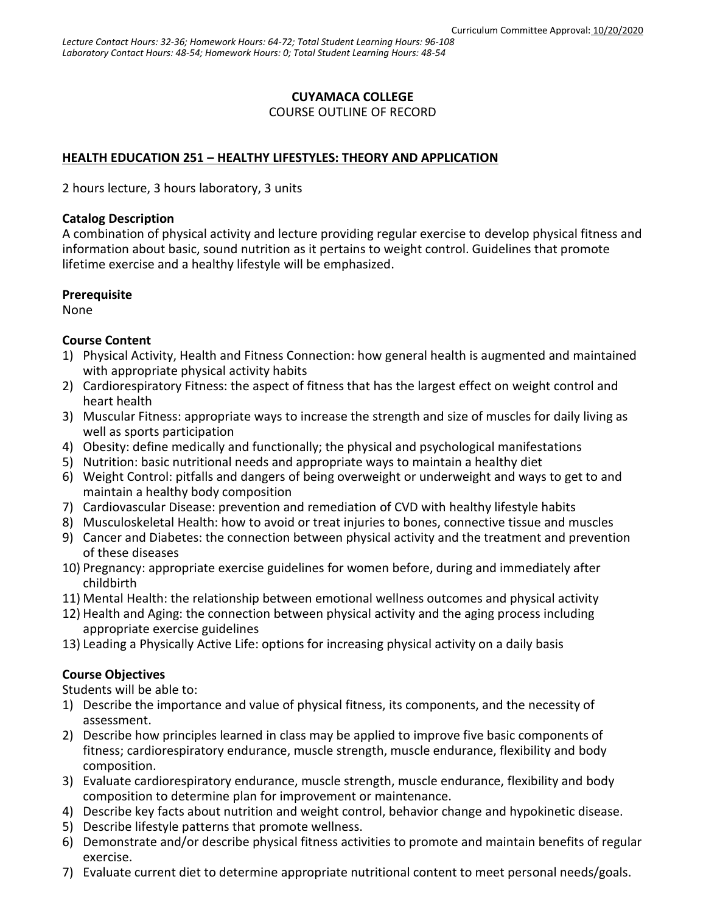Curriculum Committee Approval: 10/20/2020

*Lecture Contact Hours: 32-36; Homework Hours: 64-72; Total Student Learning Hours: 96-108*
*Laboratory Contact Hours: 48-54; Homework Hours: 0; Total Student Learning Hours: 48-54*

**CUYAMACA COLLEGE**
COURSE OUTLINE OF RECORD

**HEALTH EDUCATION 251 – HEALTHY LIFESTYLES: THEORY AND APPLICATION**

2 hours lecture, 3 hours laboratory, 3 units

**Catalog Description**
A combination of physical activity and lecture providing regular exercise to develop physical fitness and information about basic, sound nutrition as it pertains to weight control. Guidelines that promote lifetime exercise and a healthy lifestyle will be emphasized.

**Prerequisite**
None

**Course Content**
1) Physical Activity, Health and Fitness Connection: how general health is augmented and maintained with appropriate physical activity habits
2) Cardiorespiratory Fitness: the aspect of fitness that has the largest effect on weight control and heart health
3) Muscular Fitness: appropriate ways to increase the strength and size of muscles for daily living as well as sports participation
4) Obesity: define medically and functionally; the physical and psychological manifestations
5) Nutrition: basic nutritional needs and appropriate ways to maintain a healthy diet
6) Weight Control: pitfalls and dangers of being overweight or underweight and ways to get to and maintain a healthy body composition
7) Cardiovascular Disease: prevention and remediation of CVD with healthy lifestyle habits
8) Musculoskeletal Health: how to avoid or treat injuries to bones, connective tissue and muscles
9) Cancer and Diabetes: the connection between physical activity and the treatment and prevention of these diseases
10) Pregnancy: appropriate exercise guidelines for women before, during and immediately after childbirth
11) Mental Health: the relationship between emotional wellness outcomes and physical activity
12) Health and Aging: the connection between physical activity and the aging process including appropriate exercise guidelines
13) Leading a Physically Active Life: options for increasing physical activity on a daily basis

**Course Objectives**
Students will be able to:
1) Describe the importance and value of physical fitness, its components, and the necessity of assessment.
2) Describe how principles learned in class may be applied to improve five basic components of fitness; cardiorespiratory endurance, muscle strength, muscle endurance, flexibility and body composition.
3) Evaluate cardiorespiratory endurance, muscle strength, muscle endurance, flexibility and body composition to determine plan for improvement or maintenance.
4) Describe key facts about nutrition and weight control, behavior change and hypokinetic disease.
5) Describe lifestyle patterns that promote wellness.
6) Demonstrate and/or describe physical fitness activities to promote and maintain benefits of regular exercise.
7) Evaluate current diet to determine appropriate nutritional content to meet personal needs/goals.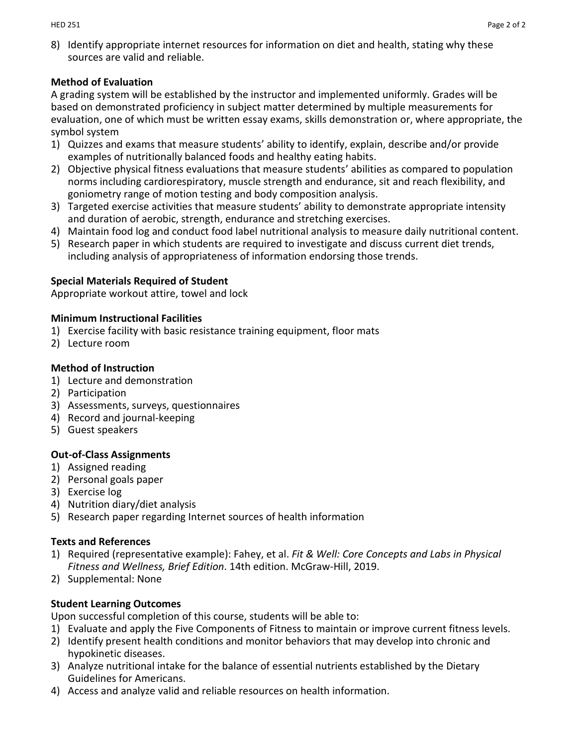8) Identify appropriate internet resources for information on diet and health, stating why these sources are valid and reliable.

**Method of Evaluation**

A grading system will be established by the instructor and implemented uniformly. Grades will be based on demonstrated proficiency in subject matter determined by multiple measurements for evaluation, one of which must be written essay exams, skills demonstration or, where appropriate, the symbol system

1) Quizzes and exams that measure students' ability to identify, explain, describe and/or provide examples of nutritionally balanced foods and healthy eating habits.
2) Objective physical fitness evaluations that measure students' abilities as compared to population norms including cardiorespiratory, muscle strength and endurance, sit and reach flexibility, and goniometry range of motion testing and body composition analysis.
3) Targeted exercise activities that measure students' ability to demonstrate appropriate intensity and duration of aerobic, strength, endurance and stretching exercises.
4) Maintain food log and conduct food label nutritional analysis to measure daily nutritional content.
5) Research paper in which students are required to investigate and discuss current diet trends, including analysis of appropriateness of information endorsing those trends.

**Special Materials Required of Student**

Appropriate workout attire, towel and lock

**Minimum Instructional Facilities**

1) Exercise facility with basic resistance training equipment, floor mats
2) Lecture room

**Method of Instruction**

1) Lecture and demonstration
2) Participation
3) Assessments, surveys, questionnaires
4) Record and journal-keeping
5) Guest speakers

**Out-of-Class Assignments**

1) Assigned reading
2) Personal goals paper
3) Exercise log
4) Nutrition diary/diet analysis
5) Research paper regarding Internet sources of health information

**Texts and References**

1) Required (representative example): Fahey, et al. *Fit & Well: Core Concepts and Labs in Physical Fitness and Wellness, Brief Edition*. 14th edition. McGraw-Hill, 2019.
2) Supplemental: None

**Student Learning Outcomes**

Upon successful completion of this course, students will be able to:

1) Evaluate and apply the Five Components of Fitness to maintain or improve current fitness levels.
2) Identify present health conditions and monitor behaviors that may develop into chronic and hypokinetic diseases.
3) Analyze nutritional intake for the balance of essential nutrients established by the Dietary Guidelines for Americans.
4) Access and analyze valid and reliable resources on health information.